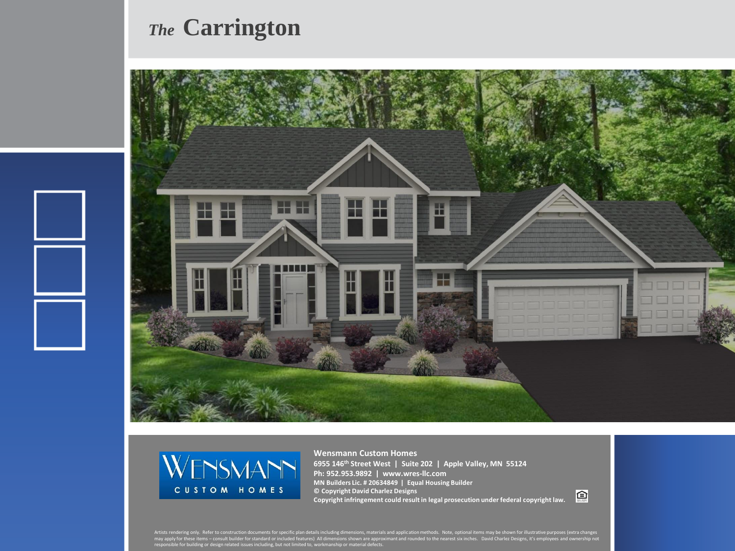# *The* Carrington

**Wensmann Custom Homes**
**6955 146th Street West | Suite 202 | Apple Valley, MN 55124**
**Ph: 952.953.9892 | www.wres-llc.com**
**MN Builders Lic. # 20634849 | Equal Housing Builder**
**© Copyright David Charlez Designs**
**Copyright infringement could result in legal prosecution under federal copyright law.**

Artists rendering only. Refer to construction documents for specific plan details including dimensions, materials and application methods. Note, optional items may be shown for illustrative purposes (extra changes may apply for these items – consult builder for standard or included features) All dimensions shown are approximant and rounded to the nearest six inches. David Charlez Designs, it's employees and ownership not responsible for building or design related issues including, but not limited to, workmanship or material defects.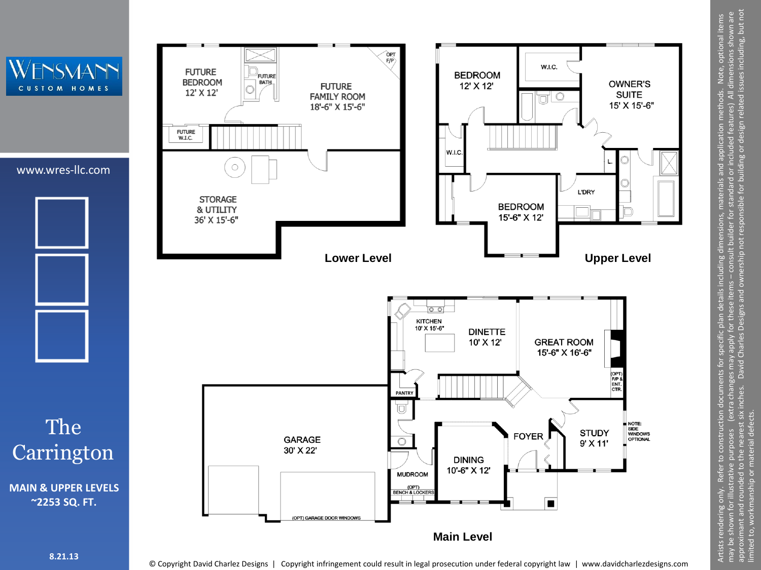WENSMANN
CUSTOM HOMES

www.wres-llc.com

# The Carrington

**MAIN & UPPER LEVELS**
**~2253 SQ. FT.**

8.21.13

FUTURE BEDROOM 12' X 12'

FUTURE BATH

FUTURE FAMILY ROOM 18'-6" X 15'-6"

OPT F/P

FUTURE W.I.C.

STORAGE & UTILITY 36' X 15'-6"

**Lower Level**

BEDROOM 12' X 12'

W.I.C.

OWNER'S SUITE 15' X 15'-6"

W.I.C.

L.

L'DRY

BEDROOM 15'-6" X 12'

**Upper Level**

KITCHEN 10' X 15'-6"

DINETTE 10' X 12'

GREAT ROOM 15'-6" X 16'-6"

(OPT) F/P & ENT. CTR.

PANTRY

GARAGE 30' X 22'

FOYER

STUDY 9' X 11'

NOTE: SIDE WINDOWS OPTIONAL

DINING 10'-6" X 12'

MUDROOM

(OPT) BENCH & LOCKERS

(OPT) GARAGE DOOR WINDOWS

**Main Level**

Artists rendering only. Refer to construction documents for specific plan details including dimensions, materials and application methods. Note, optional items may be shown for illustrative purposes (extra changes may apply for these items – consult builder for standard or included features) All dimensions shown are approximant and rounded to the nearest six inches. David Charles Designs and ownership not responsible for building or design related issues including, but not limited to, workmanship or material defects.

© Copyright David Charlez Designs | Copyright infringement could result in legal prosecution under federal copyright law | www.davidcharlezdesigns.com